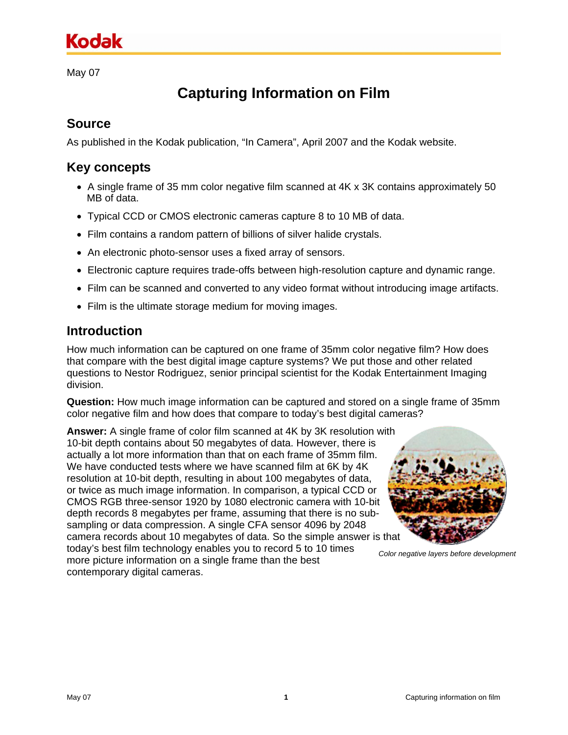May 07

# Capturing Information on Film

## Source

As published in the Kodak publication, “In Camera”, April 2007 and the Kodak website.

## Key concepts

- A single frame of 35 mm color negative film scanned at 4K x 3K contains approximately 50 MB of data.
- Typical CCD or CMOS electronic cameras capture 8 to 10 MB of data.
- Film contains a random pattern of billions of silver halide crystals.
- An electronic photo-sensor uses a fixed array of sensors.
- Electronic capture requires trade-offs between high-resolution capture and dynamic range.
- Film can be scanned and converted to any video format without introducing image artifacts.
- Film is the ultimate storage medium for moving images.

## Introduction

How much information can be captured on one frame of 35mm color negative film? How does that compare with the best digital image capture systems? We put those and other related questions to Nestor Rodriguez, senior principal scientist for the Kodak Entertainment Imaging division.

**Question:** How much image information can be captured and stored on a single frame of 35mm color negative film and how does that compare to today’s best digital cameras?

**Answer:** A single frame of color film scanned at 4K by 3K resolution with 10-bit depth contains about 50 megabytes of data. However, there is actually a lot more information than that on each frame of 35mm film. We have conducted tests where we have scanned film at 6K by 4K resolution at 10-bit depth, resulting in about 100 megabytes of data, or twice as much image information. In comparison, a typical CCD or CMOS RGB three-sensor 1920 by 1080 electronic camera with 10-bit depth records 8 megabytes per frame, assuming that there is no sub-sampling or data compression. A single CFA sensor 4096 by 2048 camera records about 10 megabytes of data. So the simple answer is that today’s best film technology enables you to record 5 to 10 times more picture information on a single frame than the best contemporary digital cameras.

*Color negative layers before development*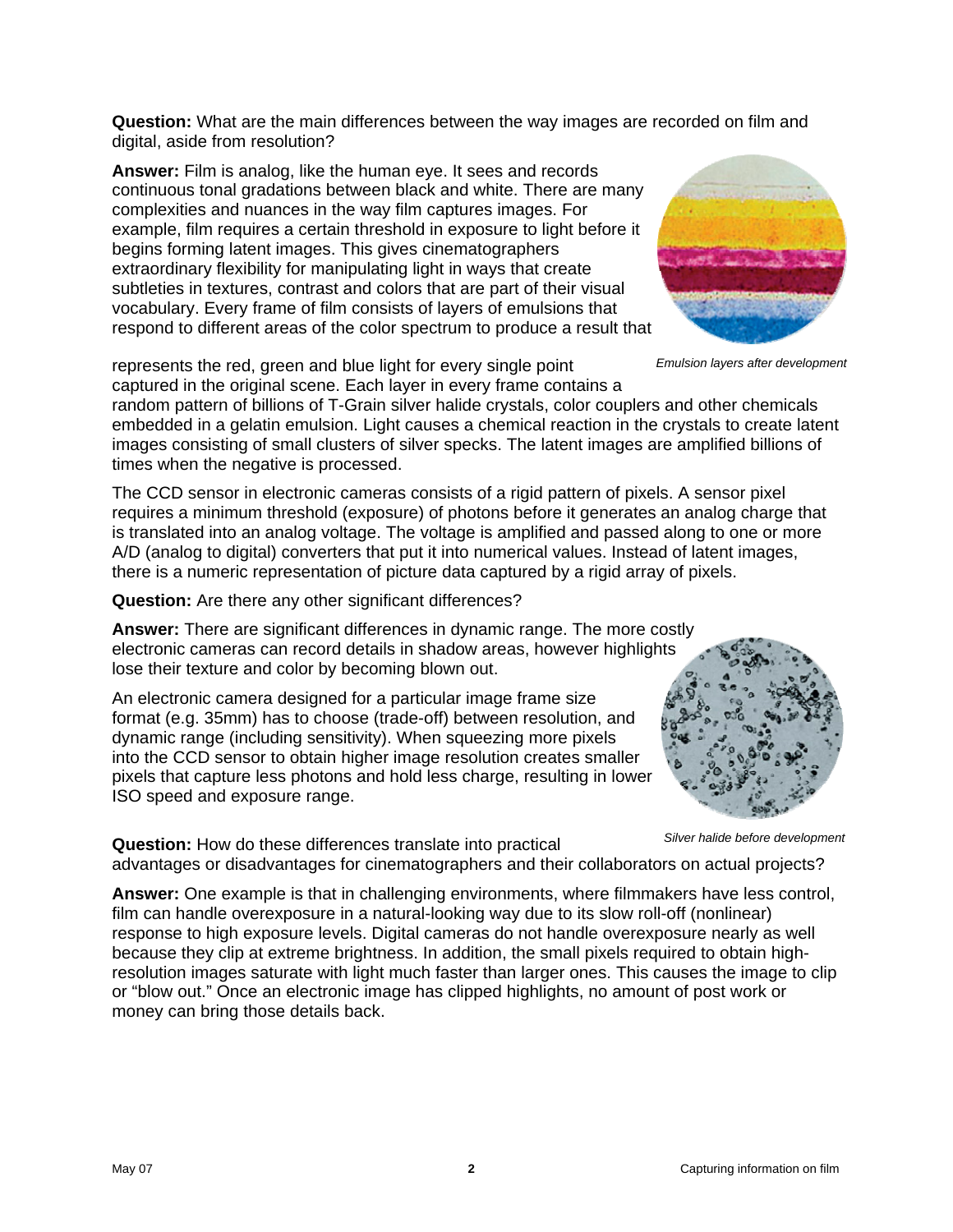**Question:** What are the main differences between the way images are recorded on film and digital, aside from resolution?

**Answer:** Film is analog, like the human eye. It sees and records continuous tonal gradations between black and white. There are many complexities and nuances in the way film captures images. For example, film requires a certain threshold in exposure to light before it begins forming latent images. This gives cinematographers extraordinary flexibility for manipulating light in ways that create subtleties in textures, contrast and colors that are part of their visual vocabulary. Every frame of film consists of layers of emulsions that respond to different areas of the color spectrum to produce a result that represents the red, green and blue light for every single point captured in the original scene. Each layer in every frame contains a random pattern of billions of T-Grain silver halide crystals, color couplers and other chemicals embedded in a gelatin emulsion. Light causes a chemical reaction in the crystals to create latent images consisting of small clusters of silver specks. The latent images are amplified billions of times when the negative is processed.

*Emulsion layers after development*

The CCD sensor in electronic cameras consists of a rigid pattern of pixels. A sensor pixel requires a minimum threshold (exposure) of photons before it generates an analog charge that is translated into an analog voltage. The voltage is amplified and passed along to one or more A/D (analog to digital) converters that put it into numerical values. Instead of latent images, there is a numeric representation of picture data captured by a rigid array of pixels.

**Question:** Are there any other significant differences?

**Answer:** There are significant differences in dynamic range. The more costly electronic cameras can record details in shadow areas, however highlights lose their texture and color by becoming blown out.

An electronic camera designed for a particular image frame size format (e.g. 35mm) has to choose (trade-off) between resolution, and dynamic range (including sensitivity). When squeezing more pixels into the CCD sensor to obtain higher image resolution creates smaller pixels that capture less photons and hold less charge, resulting in lower ISO speed and exposure range.

*Silver halide before development*

**Question:** How do these differences translate into practical advantages or disadvantages for cinematographers and their collaborators on actual projects?

**Answer:** One example is that in challenging environments, where filmmakers have less control, film can handle overexposure in a natural-looking way due to its slow roll-off (nonlinear) response to high exposure levels. Digital cameras do not handle overexposure nearly as well because they clip at extreme brightness. In addition, the small pixels required to obtain high-resolution images saturate with light much faster than larger ones. This causes the image to clip or "blow out." Once an electronic image has clipped highlights, no amount of post work or money can bring those details back.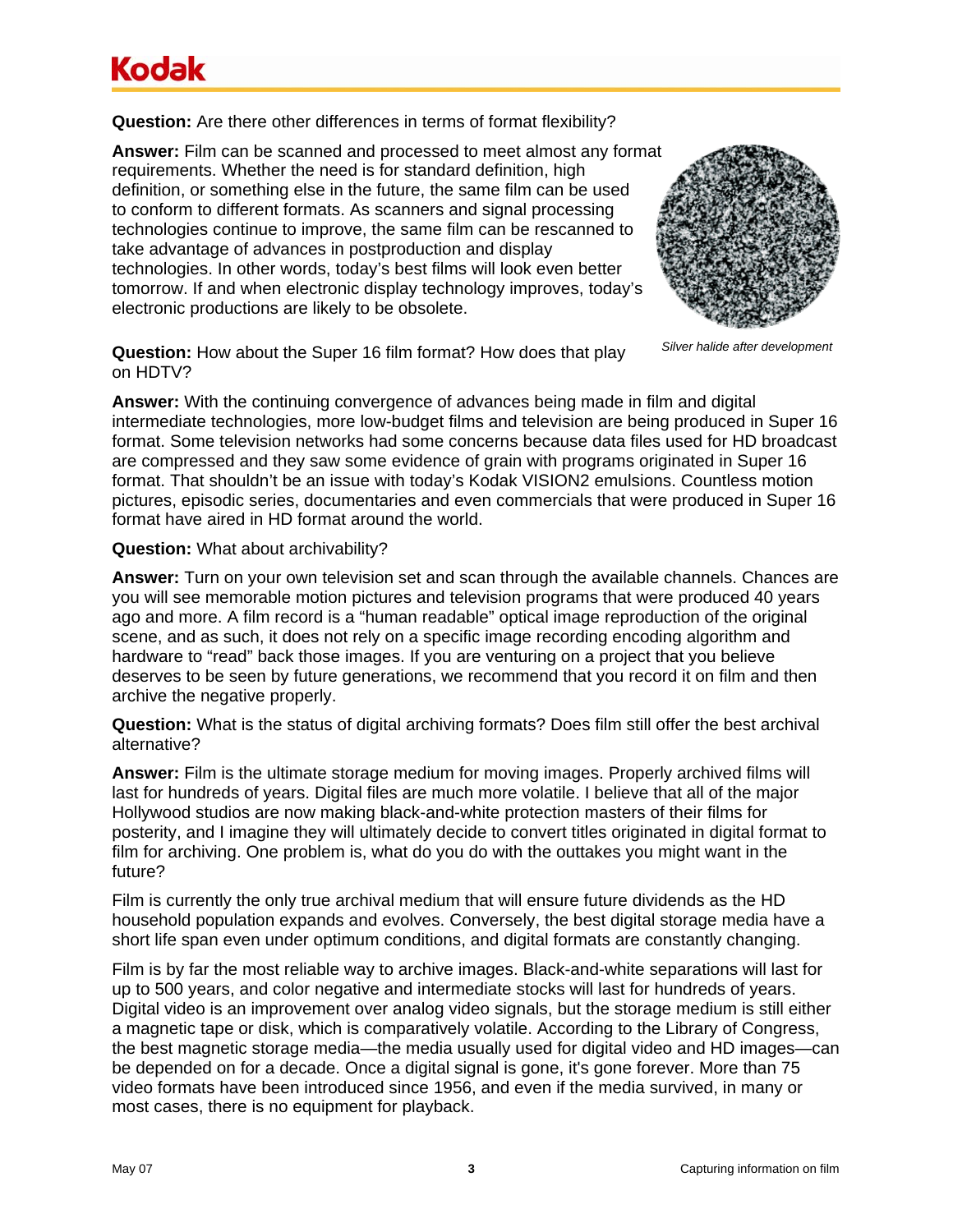**Question:** Are there other differences in terms of format flexibility?

**Answer:** Film can be scanned and processed to meet almost any format requirements. Whether the need is for standard definition, high definition, or something else in the future, the same film can be used to conform to different formats. As scanners and signal processing technologies continue to improve, the same film can be rescanned to take advantage of advances in postproduction and display technologies. In other words, today's best films will look even better tomorrow. If and when electronic display technology improves, today's electronic productions are likely to be obsolete.

*Silver halide after development*

**Question:** How about the Super 16 film format? How does that play on HDTV?

**Answer:** With the continuing convergence of advances being made in film and digital intermediate technologies, more low-budget films and television are being produced in Super 16 format. Some television networks had some concerns because data files used for HD broadcast are compressed and they saw some evidence of grain with programs originated in Super 16 format. That shouldn't be an issue with today's Kodak VISION2 emulsions. Countless motion pictures, episodic series, documentaries and even commercials that were produced in Super 16 format have aired in HD format around the world.

**Question:** What about archivability?

**Answer:** Turn on your own television set and scan through the available channels. Chances are you will see memorable motion pictures and television programs that were produced 40 years ago and more. A film record is a "human readable" optical image reproduction of the original scene, and as such, it does not rely on a specific image recording encoding algorithm and hardware to "read" back those images. If you are venturing on a project that you believe deserves to be seen by future generations, we recommend that you record it on film and then archive the negative properly.

**Question:** What is the status of digital archiving formats? Does film still offer the best archival alternative?

**Answer:** Film is the ultimate storage medium for moving images. Properly archived films will last for hundreds of years. Digital files are much more volatile. I believe that all of the major Hollywood studios are now making black-and-white protection masters of their films for posterity, and I imagine they will ultimately decide to convert titles originated in digital format to film for archiving. One problem is, what do you do with the outtakes you might want in the future?

Film is currently the only true archival medium that will ensure future dividends as the HD household population expands and evolves. Conversely, the best digital storage media have a short life span even under optimum conditions, and digital formats are constantly changing.

Film is by far the most reliable way to archive images. Black-and-white separations will last for up to 500 years, and color negative and intermediate stocks will last for hundreds of years. Digital video is an improvement over analog video signals, but the storage medium is still either a magnetic tape or disk, which is comparatively volatile. According to the Library of Congress, the best magnetic storage media—the media usually used for digital video and HD images—can be depended on for a decade. Once a digital signal is gone, it's gone forever. More than 75 video formats have been introduced since 1956, and even if the media survived, in many or most cases, there is no equipment for playback.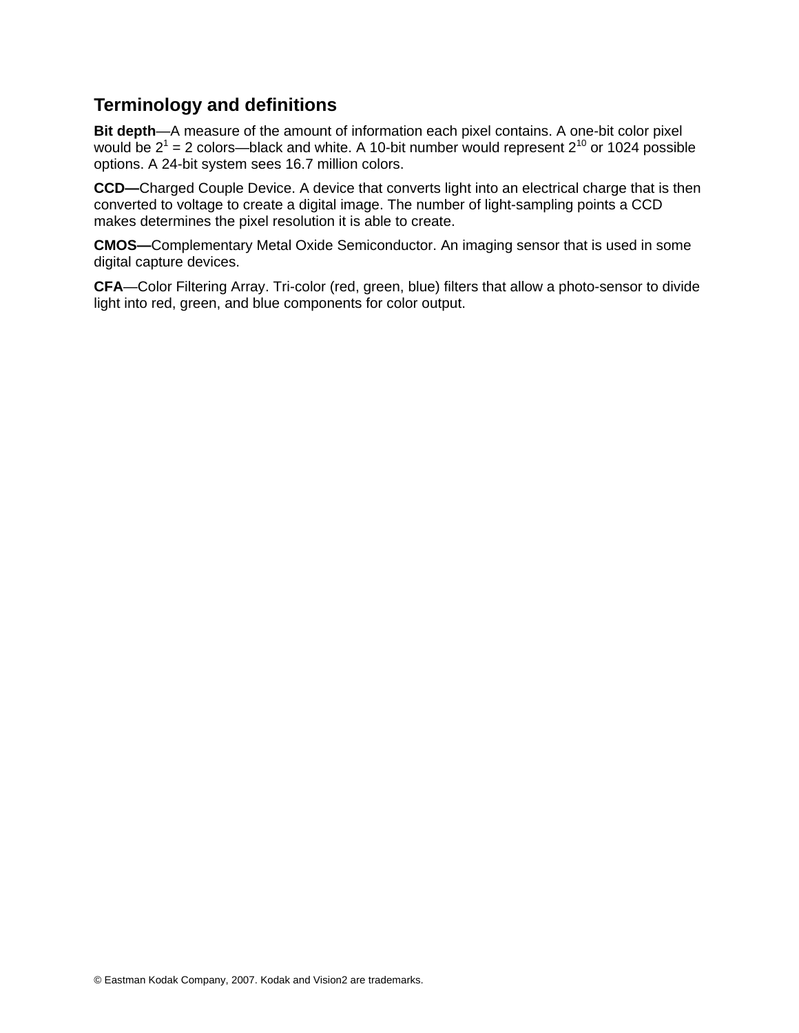## Terminology and definitions

**Bit depth**—A measure of the amount of information each pixel contains. A one-bit color pixel would be $2^1$ = 2 colors—black and white. A 10-bit number would represent $2^{10}$ or 1024 possible options. A 24-bit system sees 16.7 million colors.

**CCD—**Charged Couple Device. A device that converts light into an electrical charge that is then converted to voltage to create a digital image. The number of light-sampling points a CCD makes determines the pixel resolution it is able to create.

**CMOS—**Complementary Metal Oxide Semiconductor. An imaging sensor that is used in some digital capture devices.

**CFA**—Color Filtering Array. Tri-color (red, green, blue) filters that allow a photo-sensor to divide light into red, green, and blue components for color output.

© Eastman Kodak Company, 2007. Kodak and Vision2 are trademarks.